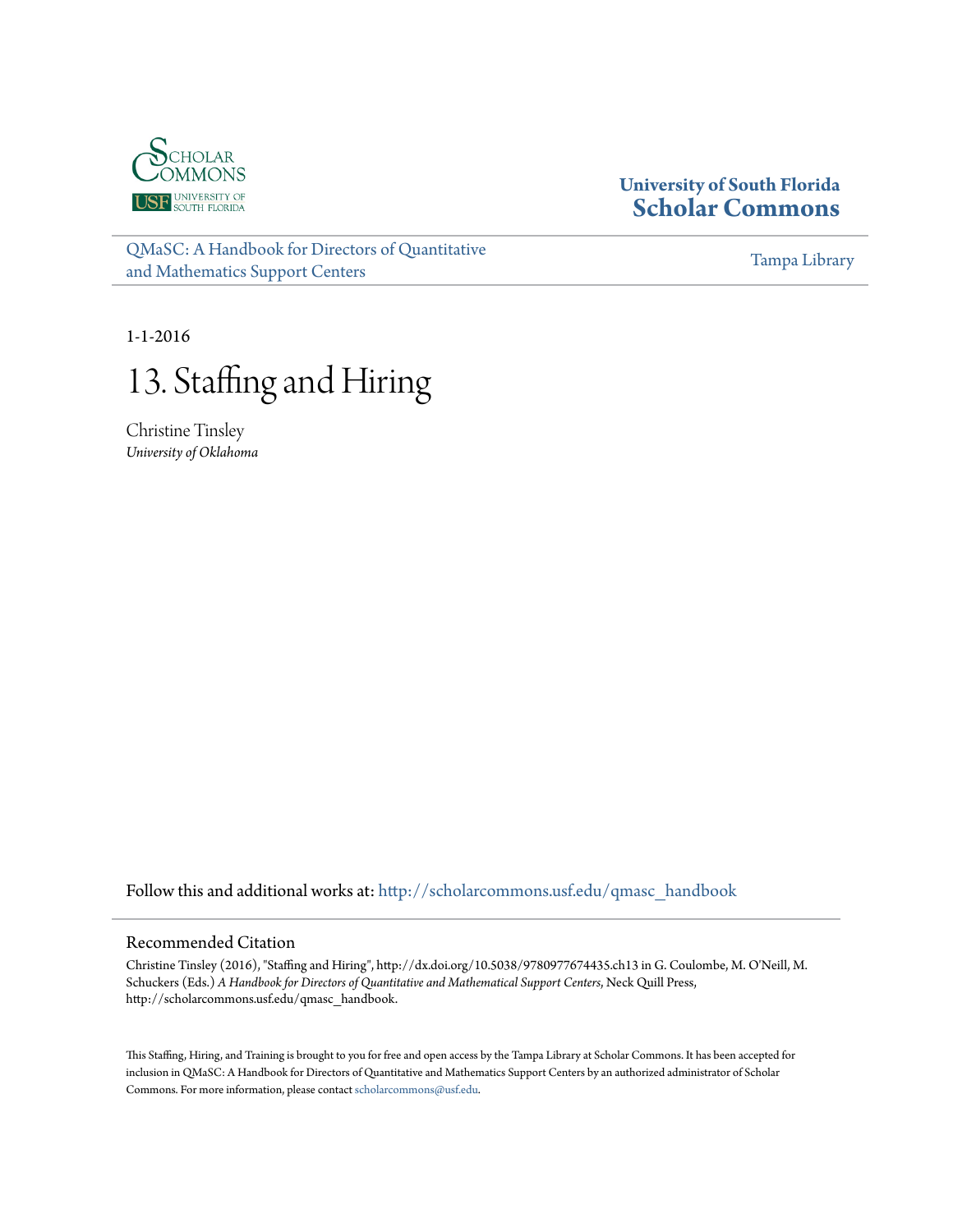University of South Florida
**Scholar Commons**

QMaSC: A Handbook for Directors of Quantitative and Mathematics Support Centers

Tampa Library

1-1-2016

# 13. Staffing and Hiring

Christine Tinsley
*University of Oklahoma*

Follow this and additional works at: http://scholarcommons.usf.edu/qmasc_handbook

## Recommended Citation

Christine Tinsley (2016), "Staffing and Hiring", http://dx.doi.org/10.5038/9780977674435.ch13 in G. Coulombe, M. O'Neill, M. Schuckers (Eds.) *A Handbook for Directors of Quantitative and Mathematical Support Centers*, Neck Quill Press, http://scholarcommons.usf.edu/qmasc_handbook.

This Staffing, Hiring, and Training is brought to you for free and open access by the Tampa Library at Scholar Commons. It has been accepted for inclusion in QMaSC: A Handbook for Directors of Quantitative and Mathematics Support Centers by an authorized administrator of Scholar Commons. For more information, please contact scholarcommons@usf.edu.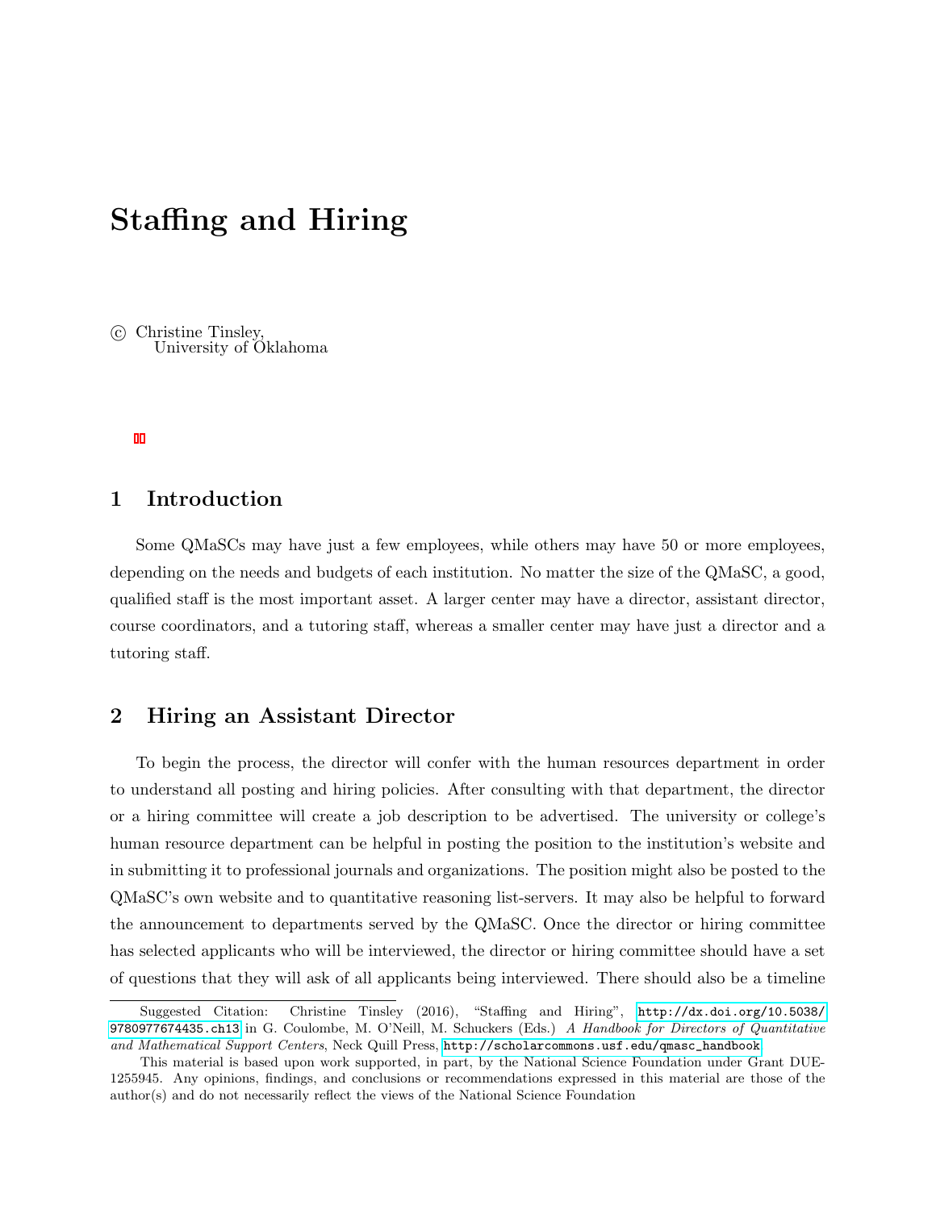# Staffing and Hiring

© Christine Tinsley,
University of Oklahoma

## 1 Introduction

Some QMaSCs may have just a few employees, while others may have 50 or more employees, depending on the needs and budgets of each institution. No matter the size of the QMaSC, a good, qualified staff is the most important asset. A larger center may have a director, assistant director, course coordinators, and a tutoring staff, whereas a smaller center may have just a director and a tutoring staff.

## 2 Hiring an Assistant Director

To begin the process, the director will confer with the human resources department in order to understand all posting and hiring policies. After consulting with that department, the director or a hiring committee will create a job description to be advertised. The university or college's human resource department can be helpful in posting the position to the institution's website and in submitting it to professional journals and organizations. The position might also be posted to the QMaSC's own website and to quantitative reasoning list-servers. It may also be helpful to forward the announcement to departments served by the QMaSC. Once the director or hiring committee has selected applicants who will be interviewed, the director or hiring committee should have a set of questions that they will ask of all applicants being interviewed. There should also be a timeline

---

Suggested Citation: Christine Tinsley (2016), "Staffing and Hiring", http://dx.doi.org/10.5038/9780977674435.ch13 in G. Coulombe, M. O'Neill, M. Schuckers (Eds.) *A Handbook for Directors of Quantitative and Mathematical Support Centers*, Neck Quill Press, http://scholarcommons.usf.edu/qmasc_handbook

This material is based upon work supported, in part, by the National Science Foundation under Grant DUE-1255945. Any opinions, findings, and conclusions or recommendations expressed in this material are those of the author(s) and do not necessarily reflect the views of the National Science Foundation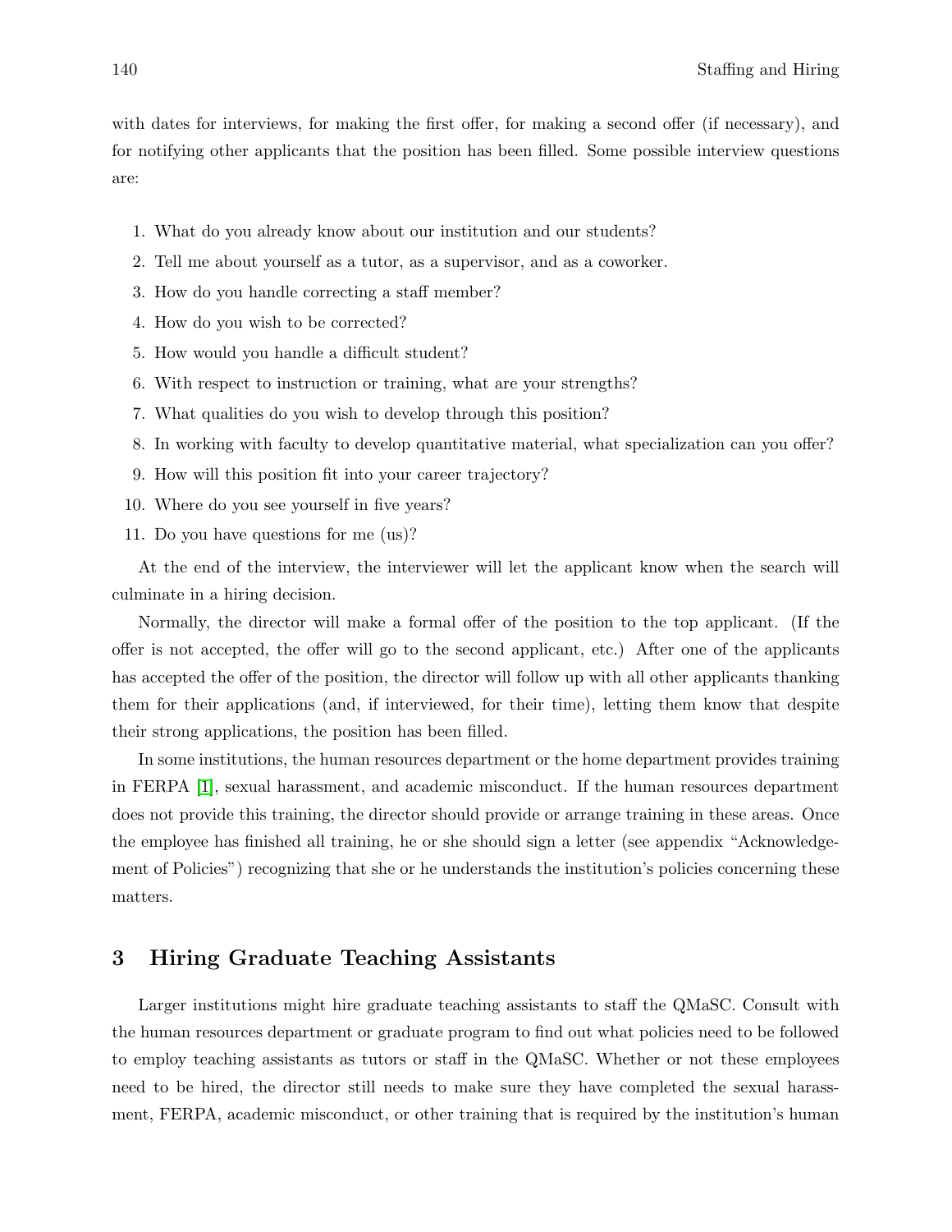with dates for interviews, for making the first offer, for making a second offer (if necessary), and for notifying other applicants that the position has been filled. Some possible interview questions are:

1. What do you already know about our institution and our students?
2. Tell me about yourself as a tutor, as a supervisor, and as a coworker.
3. How do you handle correcting a staff member?
4. How do you wish to be corrected?
5. How would you handle a difficult student?
6. With respect to instruction or training, what are your strengths?
7. What qualities do you wish to develop through this position?
8. In working with faculty to develop quantitative material, what specialization can you offer?
9. How will this position fit into your career trajectory?
10. Where do you see yourself in five years?
11. Do you have questions for me (us)?

At the end of the interview, the interviewer will let the applicant know when the search will culminate in a hiring decision.

Normally, the director will make a formal offer of the position to the top applicant. (If the offer is not accepted, the offer will go to the second applicant, etc.) After one of the applicants has accepted the offer of the position, the director will follow up with all other applicants thanking them for their applications (and, if interviewed, for their time), letting them know that despite their strong applications, the position has been filled.

In some institutions, the human resources department or the home department provides training in FERPA [1], sexual harassment, and academic misconduct. If the human resources department does not provide this training, the director should provide or arrange training in these areas. Once the employee has finished all training, he or she should sign a letter (see appendix "Acknowledgement of Policies") recognizing that she or he understands the institution's policies concerning these matters.

## 3 Hiring Graduate Teaching Assistants

Larger institutions might hire graduate teaching assistants to staff the QMaSC. Consult with the human resources department or graduate program to find out what policies need to be followed to employ teaching assistants as tutors or staff in the QMaSC. Whether or not these employees need to be hired, the director still needs to make sure they have completed the sexual harassment, FERPA, academic misconduct, or other training that is required by the institution's human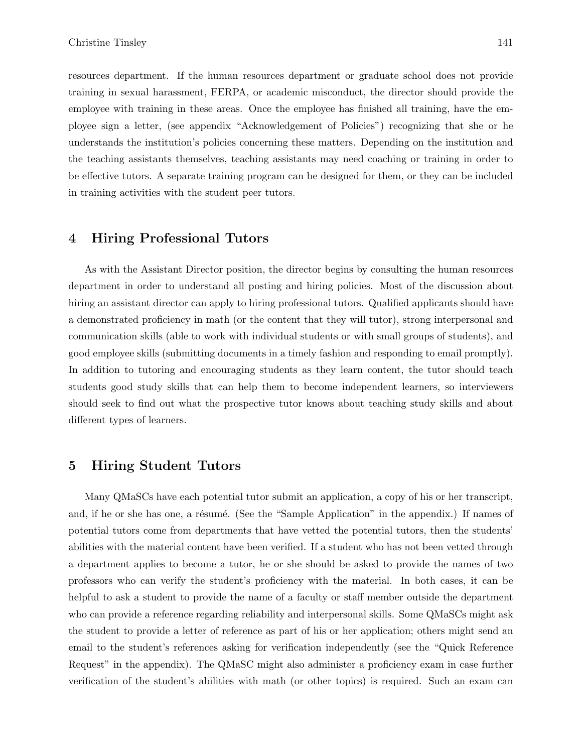resources department. If the human resources department or graduate school does not provide training in sexual harassment, FERPA, or academic misconduct, the director should provide the employee with training in these areas. Once the employee has finished all training, have the employee sign a letter, (see appendix "Acknowledgement of Policies") recognizing that she or he understands the institution's policies concerning these matters. Depending on the institution and the teaching assistants themselves, teaching assistants may need coaching or training in order to be effective tutors. A separate training program can be designed for them, or they can be included in training activities with the student peer tutors.

## 4 Hiring Professional Tutors

As with the Assistant Director position, the director begins by consulting the human resources department in order to understand all posting and hiring policies. Most of the discussion about hiring an assistant director can apply to hiring professional tutors. Qualified applicants should have a demonstrated proficiency in math (or the content that they will tutor), strong interpersonal and communication skills (able to work with individual students or with small groups of students), and good employee skills (submitting documents in a timely fashion and responding to email promptly). In addition to tutoring and encouraging students as they learn content, the tutor should teach students good study skills that can help them to become independent learners, so interviewers should seek to find out what the prospective tutor knows about teaching study skills and about different types of learners.

## 5 Hiring Student Tutors

Many QMaSCs have each potential tutor submit an application, a copy of his or her transcript, and, if he or she has one, a résumé. (See the "Sample Application" in the appendix.) If names of potential tutors come from departments that have vetted the potential tutors, then the students' abilities with the material content have been verified. If a student who has not been vetted through a department applies to become a tutor, he or she should be asked to provide the names of two professors who can verify the student's proficiency with the material. In both cases, it can be helpful to ask a student to provide the name of a faculty or staff member outside the department who can provide a reference regarding reliability and interpersonal skills. Some QMaSCs might ask the student to provide a letter of reference as part of his or her application; others might send an email to the student's references asking for verification independently (see the "Quick Reference Request" in the appendix). The QMaSC might also administer a proficiency exam in case further verification of the student's abilities with math (or other topics) is required. Such an exam can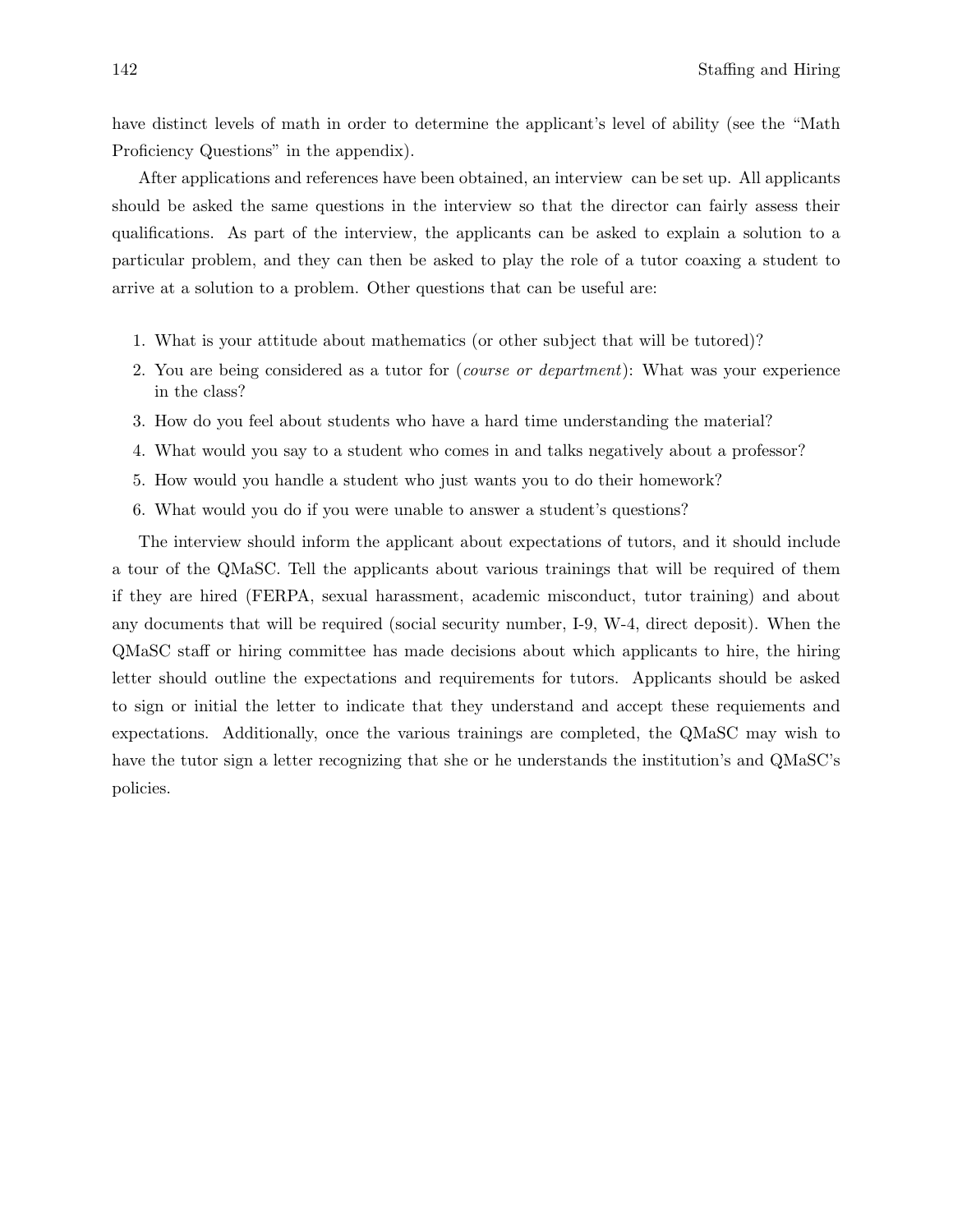have distinct levels of math in order to determine the applicant's level of ability (see the "Math Proficiency Questions" in the appendix).

After applications and references have been obtained, an interview can be set up. All applicants should be asked the same questions in the interview so that the director can fairly assess their qualifications. As part of the interview, the applicants can be asked to explain a solution to a particular problem, and they can then be asked to play the role of a tutor coaxing a student to arrive at a solution to a problem. Other questions that can be useful are:

1. What is your attitude about mathematics (or other subject that will be tutored)?
2. You are being considered as a tutor for (*course or department*): What was your experience in the class?
3. How do you feel about students who have a hard time understanding the material?
4. What would you say to a student who comes in and talks negatively about a professor?
5. How would you handle a student who just wants you to do their homework?
6. What would you do if you were unable to answer a student's questions?

The interview should inform the applicant about expectations of tutors, and it should include a tour of the QMaSC. Tell the applicants about various trainings that will be required of them if they are hired (FERPA, sexual harassment, academic misconduct, tutor training) and about any documents that will be required (social security number, I-9, W-4, direct deposit). When the QMaSC staff or hiring committee has made decisions about which applicants to hire, the hiring letter should outline the expectations and requirements for tutors. Applicants should be asked to sign or initial the letter to indicate that they understand and accept these requiements and expectations. Additionally, once the various trainings are completed, the QMaSC may wish to have the tutor sign a letter recognizing that she or he understands the institution's and QMaSC's policies.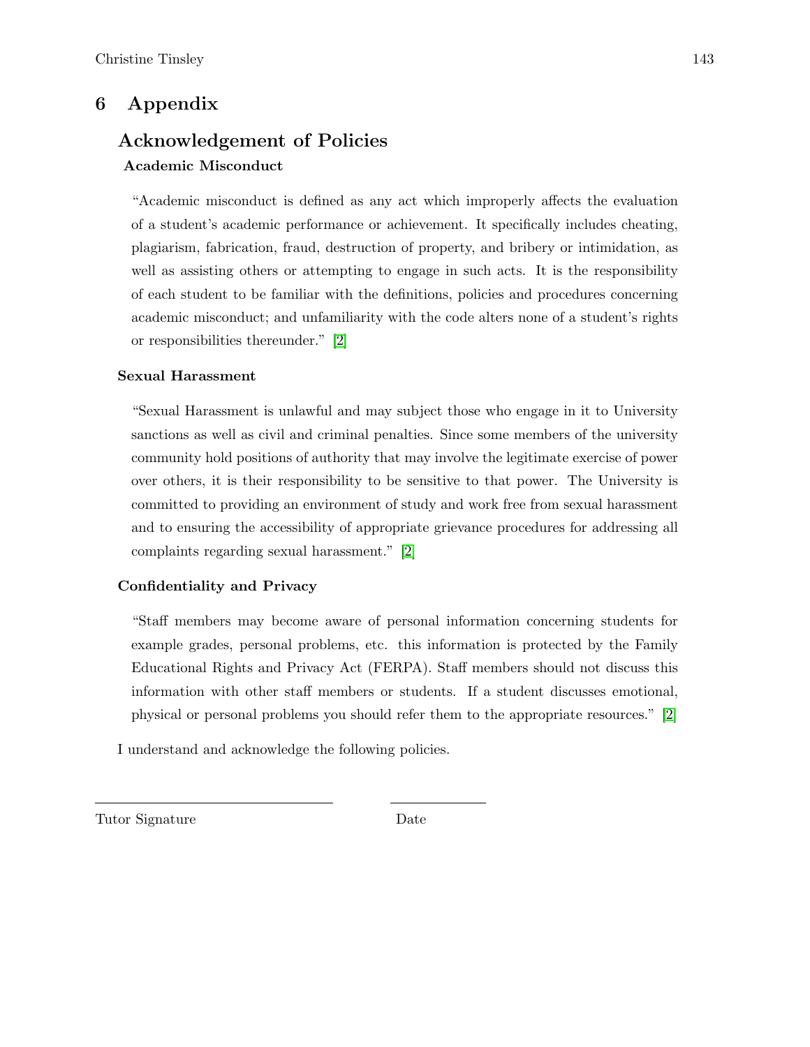# 6 Appendix

## Acknowledgement of Policies

### Academic Misconduct

"Academic misconduct is defined as any act which improperly affects the evaluation of a student's academic performance or achievement. It specifically includes cheating, plagiarism, fabrication, fraud, destruction of property, and bribery or intimidation, as well as assisting others or attempting to engage in such acts. It is the responsibility of each student to be familiar with the definitions, policies and procedures concerning academic misconduct; and unfamiliarity with the code alters none of a student's rights or responsibilities thereunder." [2]

### Sexual Harassment

"Sexual Harassment is unlawful and may subject those who engage in it to University sanctions as well as civil and criminal penalties. Since some members of the university community hold positions of authority that may involve the legitimate exercise of power over others, it is their responsibility to be sensitive to that power. The University is committed to providing an environment of study and work free from sexual harassment and to ensuring the accessibility of appropriate grievance procedures for addressing all complaints regarding sexual harassment." [2]

### Confidentiality and Privacy

"Staff members may become aware of personal information concerning students for example grades, personal problems, etc. this information is protected by the Family Educational Rights and Privacy Act (FERPA). Staff members should not discuss this information with other staff members or students. If a student discusses emotional, physical or personal problems you should refer them to the appropriate resources." [2]

I understand and acknowledge the following policies.

\_\_\_\_\_\_\_\_\_\_\_\_\_\_\_\_\_\_\_\_\_\_\_\_\_\_\_\_\_\_ \_\_\_\_\_\_\_\_\_\_\_\_

Tutor Signature Date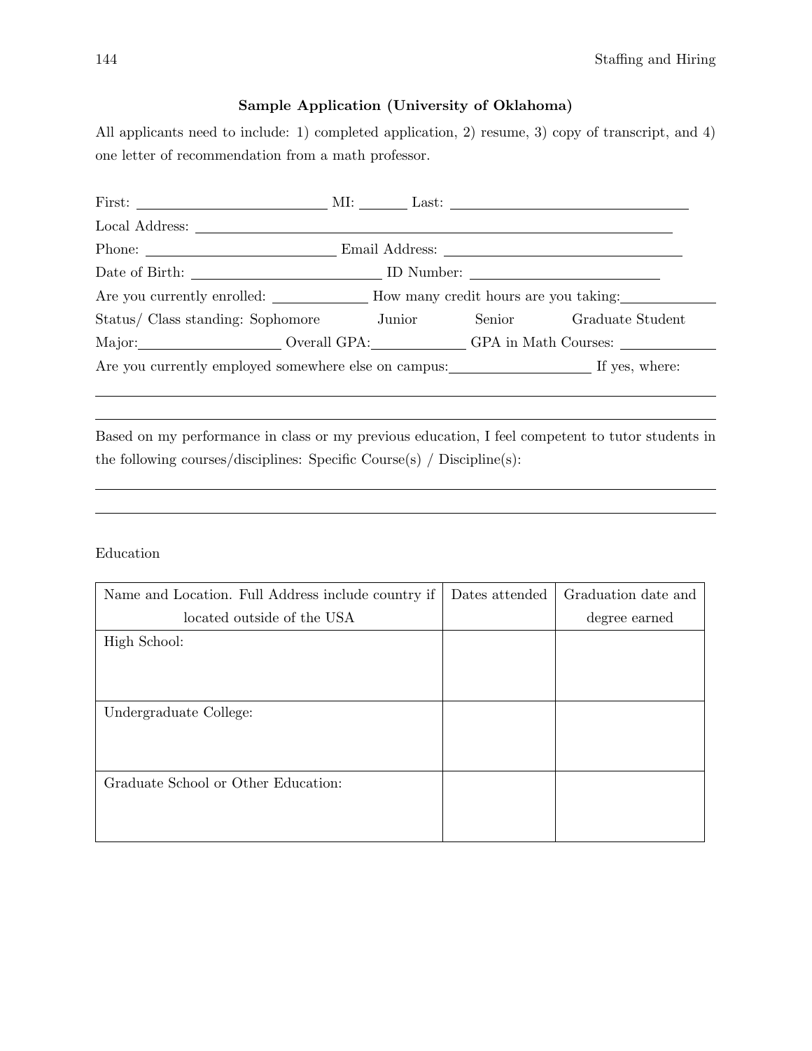**Sample Application (University of Oklahoma)**

All applicants need to include: 1) completed application, 2) resume, 3) copy of transcript, and 4) one letter of recommendation from a math professor.

First: ______________________ MI: _____ Last: ____________________________

Local Address: ________________________________________________________

Phone: ______________________ Email Address: ____________________________

Date of Birth: ______________________ ID Number: ______________________

Are you currently enrolled: __________ How many credit hours are you taking: __________

Status/ Class standing: Sophomore Junior Senior Graduate Student

Major: ________________ Overall GPA: __________ GPA in Math Courses: __________

Are you currently employed somewhere else on campus: ________________ If yes, where:

________________________________________________________________________

________________________________________________________________________

Based on my performance in class or my previous education, I feel competent to tutor students in the following courses/disciplines: Specific Course(s) / Discipline(s):

________________________________________________________________________

________________________________________________________________________

Education

| Name and Location. Full Address include country if located outside of the USA | Dates attended | Graduation date and degree earned |
|---|---|---|
| High School: | | |
| Undergraduate College: | | |
| Graduate School or Other Education: | | |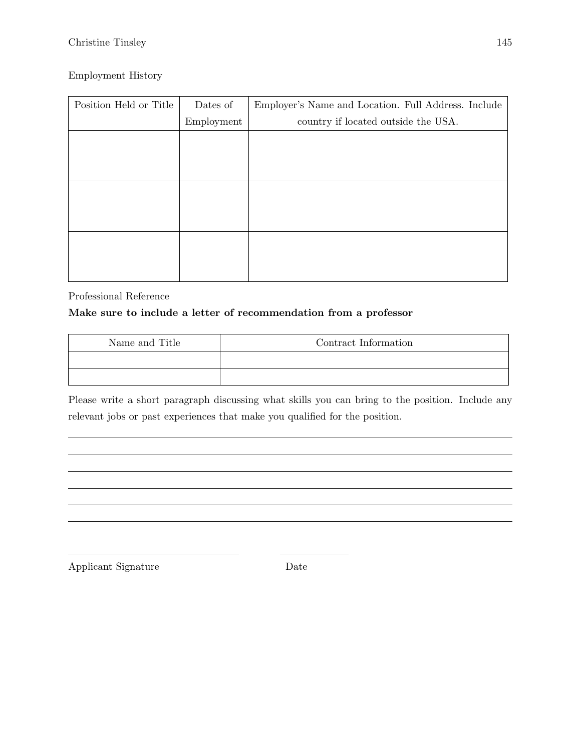Employment History

| Position Held or Title | Dates of Employment | Employer's Name and Location. Full Address. Include country if located outside the USA. |
| --- | --- | --- |
| | | |
| | | |
| | | |

Professional Reference

**Make sure to include a letter of recommendation from a professor**

| Name and Title | Contract Information |
| --- | --- |
| | |
| | |

Please write a short paragraph discussing what skills you can bring to the position. Include any relevant jobs or past experiences that make you qualified for the position.

______________________________________________________________________________

______________________________________________________________________________

______________________________________________________________________________

______________________________________________________________________________

______________________________________________________________________________

______________________________________________________________________________

______________________________ ____________

Applicant Signature Date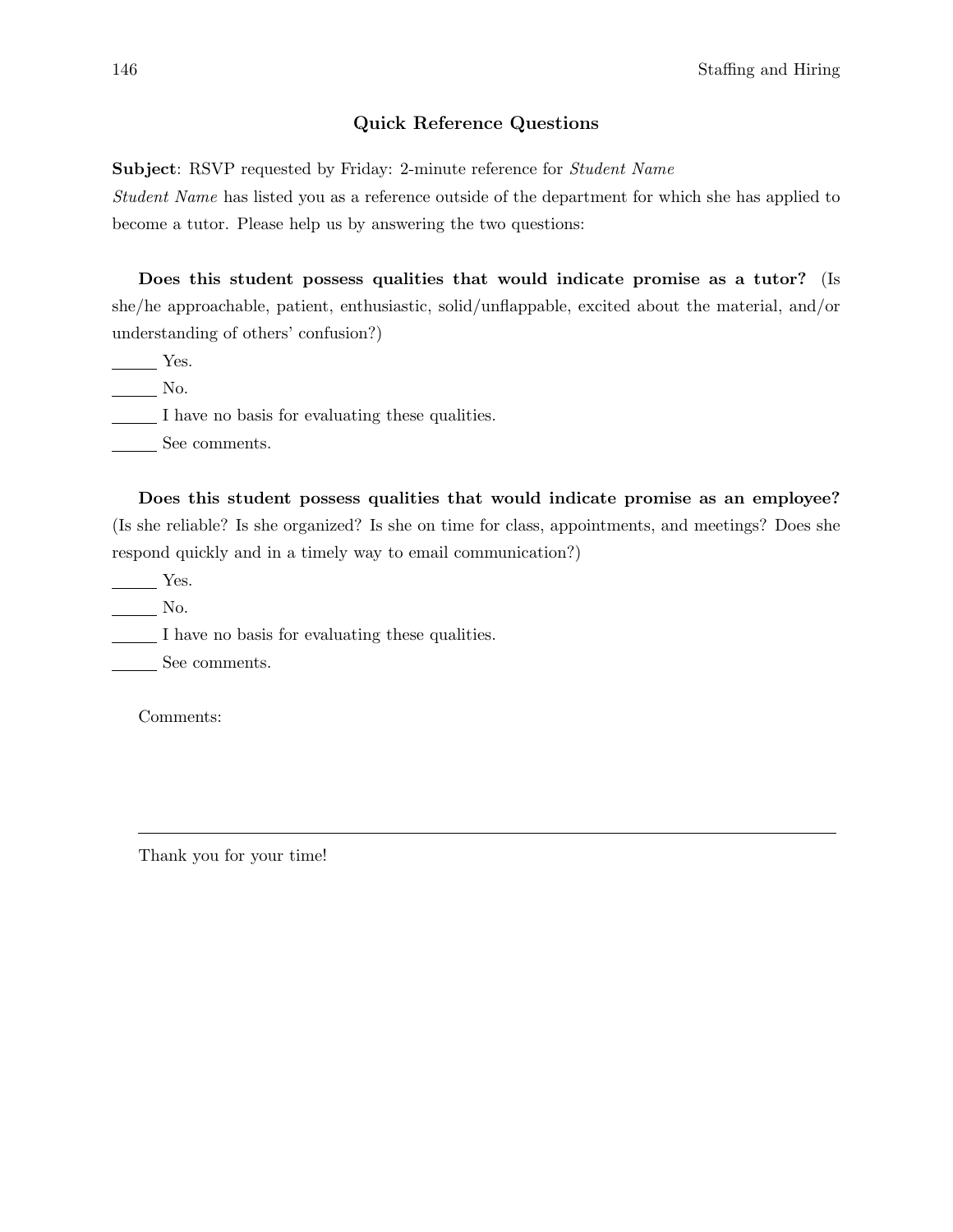## Quick Reference Questions

**Subject**: RSVP requested by Friday: 2-minute reference for *Student Name*

*Student Name* has listed you as a reference outside of the department for which she has applied to become a tutor. Please help us by answering the two questions:

**Does this student possess qualities that would indicate promise as a tutor?** (Is she/he approachable, patient, enthusiastic, solid/unflappable, excited about the material, and/or understanding of others' confusion?)

_____ Yes.
_____ No.
_____ I have no basis for evaluating these qualities.
_____ See comments.

**Does this student possess qualities that would indicate promise as an employee?** (Is she reliable? Is she organized? Is she on time for class, appointments, and meetings? Does she respond quickly and in a timely way to email communication?)

_____ Yes.
_____ No.
_____ I have no basis for evaluating these qualities.
_____ See comments.

Comments:

---

Thank you for your time!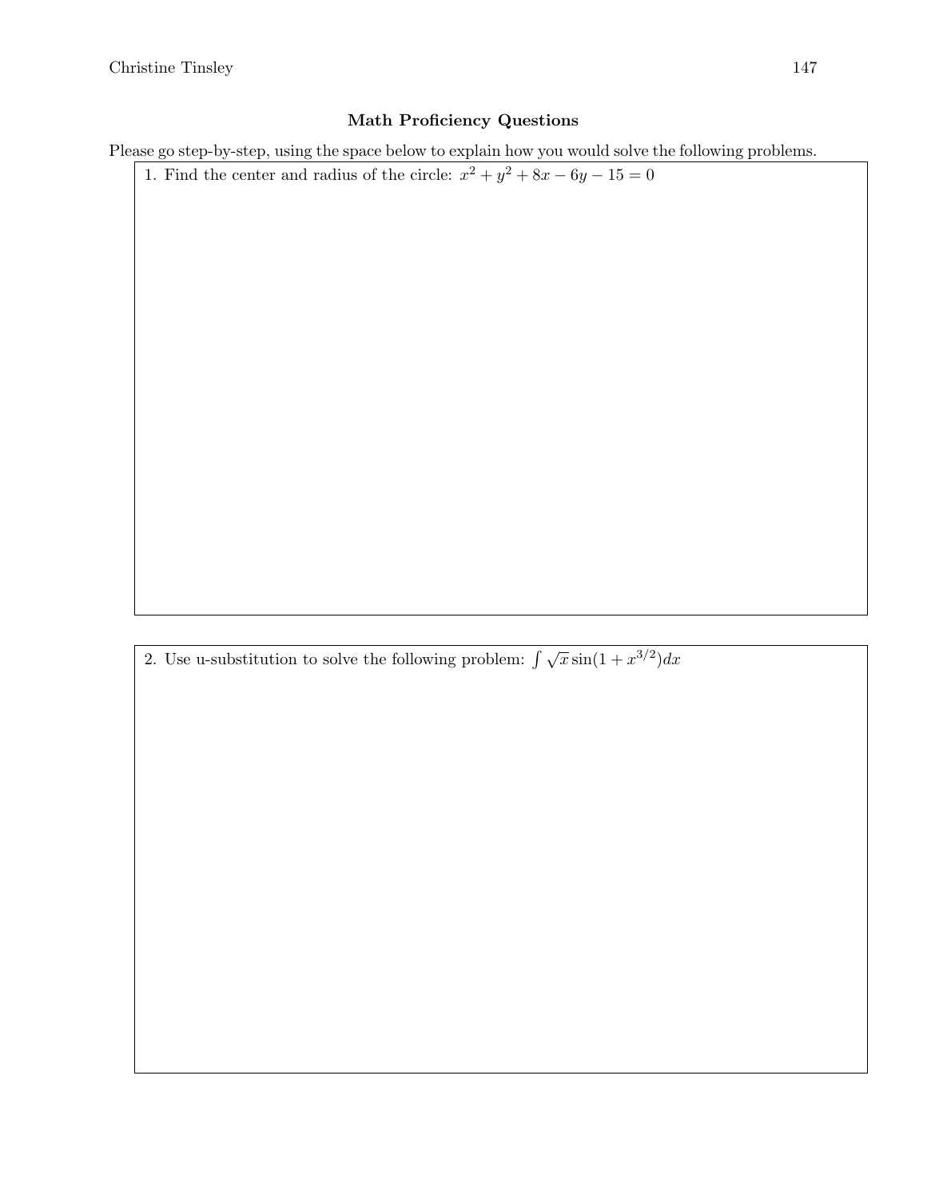**Math Proficiency Questions**

Please go step-by-step, using the space below to explain how you would solve the following problems.

1. Find the center and radius of the circle: $x^2 + y^2 + 8x - 6y - 15 = 0$

2. Use u-substitution to solve the following problem: $\int \sqrt{x} \sin(1 + x^{3/2}) dx$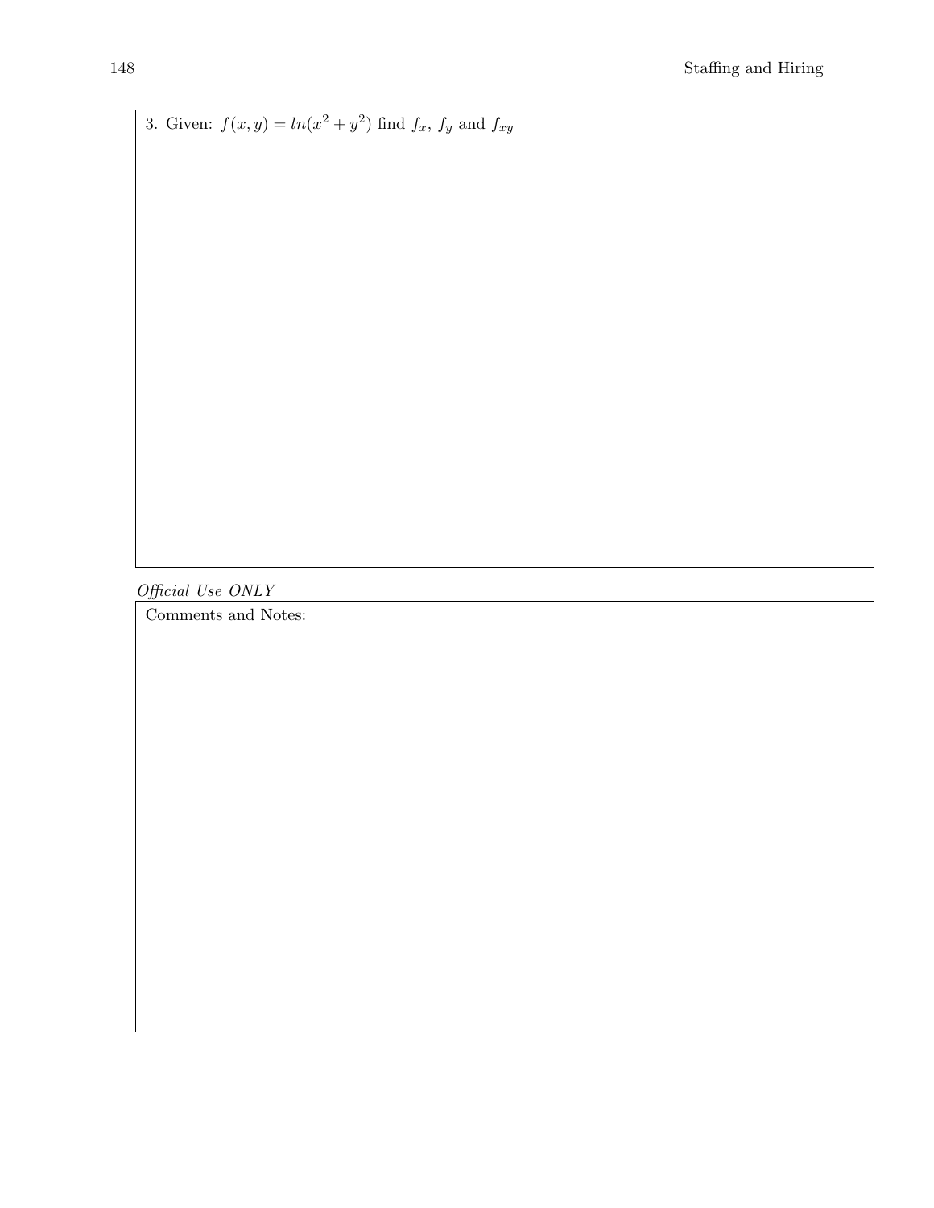3. Given: $f(x,y) = ln(x^2 + y^2)$ find $f_x$, $f_y$ and $f_{xy}$

*Official Use ONLY*

Comments and Notes: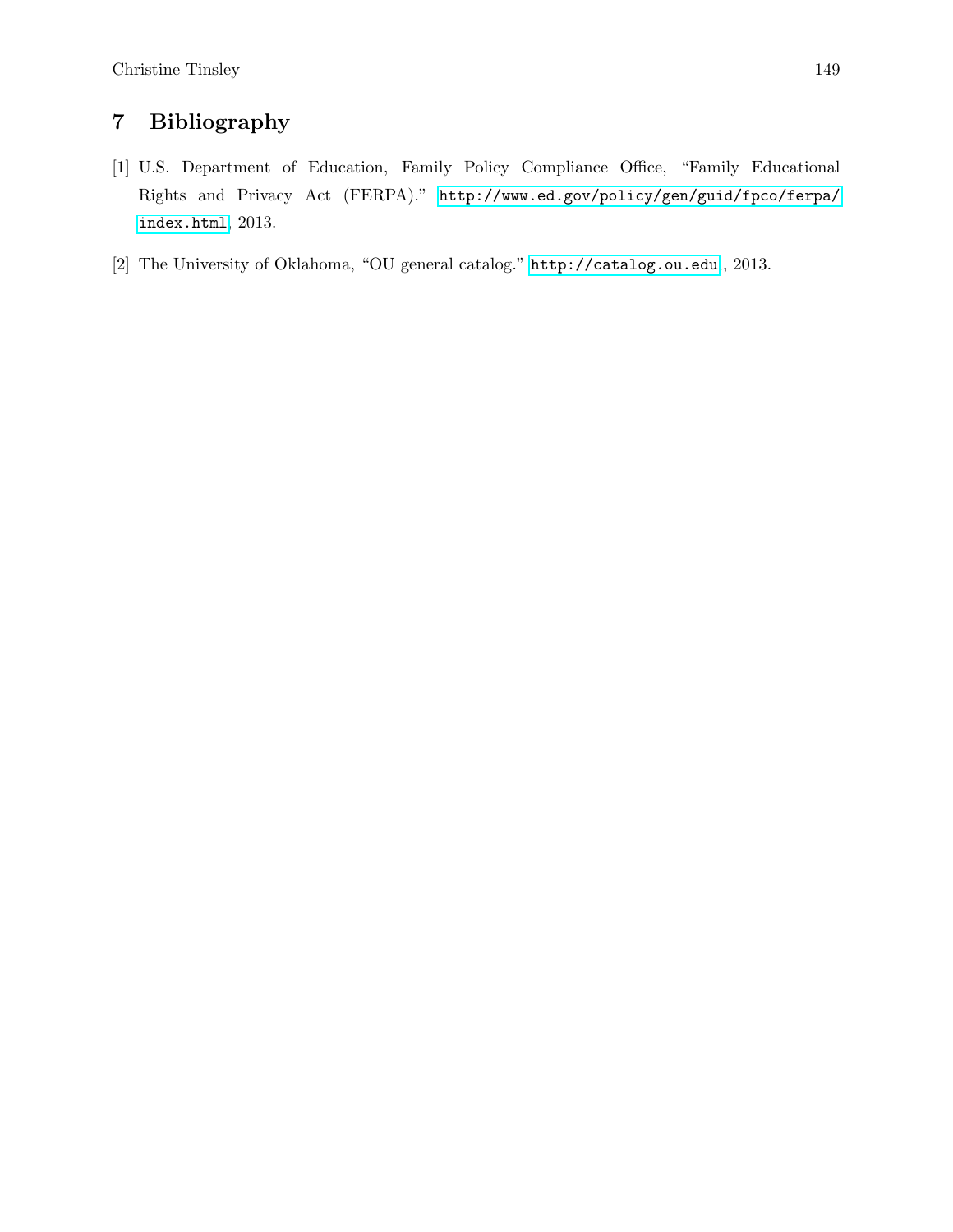# 7 Bibliography

[1] U.S. Department of Education, Family Policy Compliance Office, "Family Educational Rights and Privacy Act (FERPA)." http://www.ed.gov/policy/gen/guid/fpco/ferpa/index.html, 2013.

[2] The University of Oklahoma, "OU general catalog." http://catalog.ou.edu, 2013.